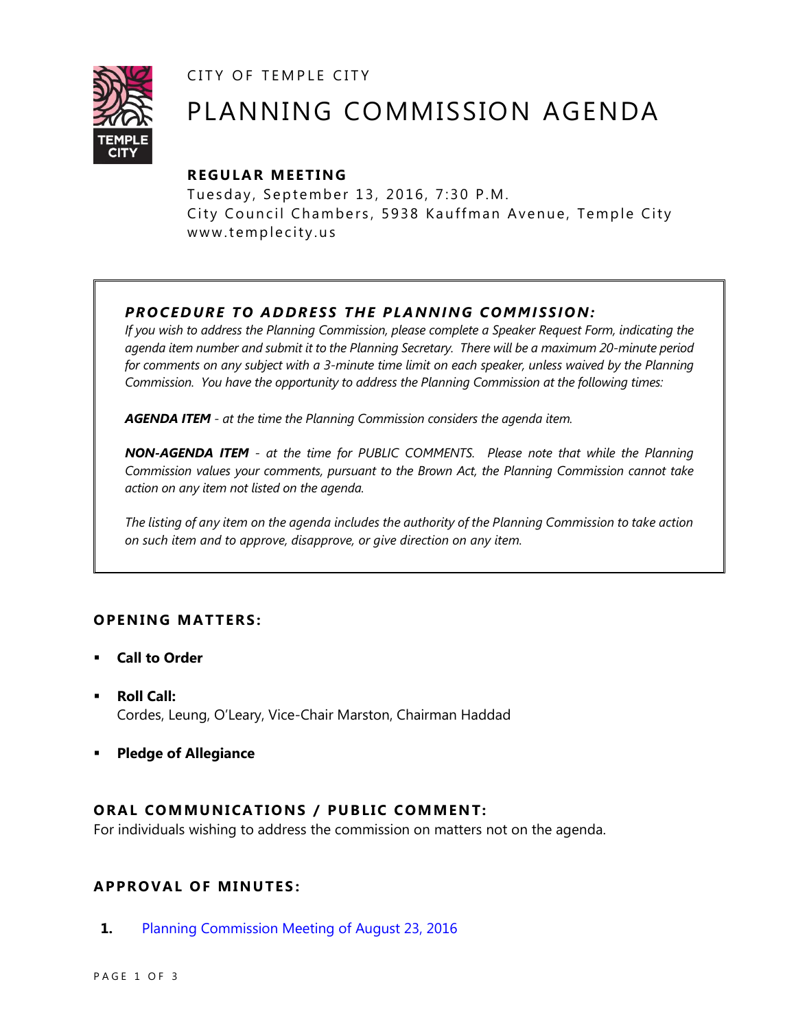CITY OF TEMPLE CITY

# PLANNING COMMISSION AGENDA

## REGULAR MEETING

Tuesday, September 13, 2016, 7:30 P.M.
City Council Chambers, 5938 Kauffman Avenue, Temple City
www.templecity.us

***PROCEDURE TO ADDRESS THE PLANNING COMMISSION:***

*If you wish to address the Planning Commission, please complete a Speaker Request Form, indicating the agenda item number and submit it to the Planning Secretary. There will be a maximum 20-minute period for comments on any subject with a 3-minute time limit on each speaker, unless waived by the Planning Commission. You have the opportunity to address the Planning Commission at the following times:*

***AGENDA ITEM** - at the time the Planning Commission considers the agenda item.*

***NON-AGENDA ITEM** - at the time for PUBLIC COMMENTS. Please note that while the Planning Commission values your comments, pursuant to the Brown Act, the Planning Commission cannot take action on any item not listed on the agenda.*

*The listing of any item on the agenda includes the authority of the Planning Commission to take action on such item and to approve, disapprove, or give direction on any item.*

## OPENING MATTERS:

- **Call to Order**
- **Roll Call:**
  Cordes, Leung, O'Leary, Vice-Chair Marston, Chairman Haddad
- **Pledge of Allegiance**

## ORAL COMMUNICATIONS / PUBLIC COMMENT:

For individuals wishing to address the commission on matters not on the agenda.

## APPROVAL OF MINUTES:

**1.** Planning Commission Meeting of August 23, 2016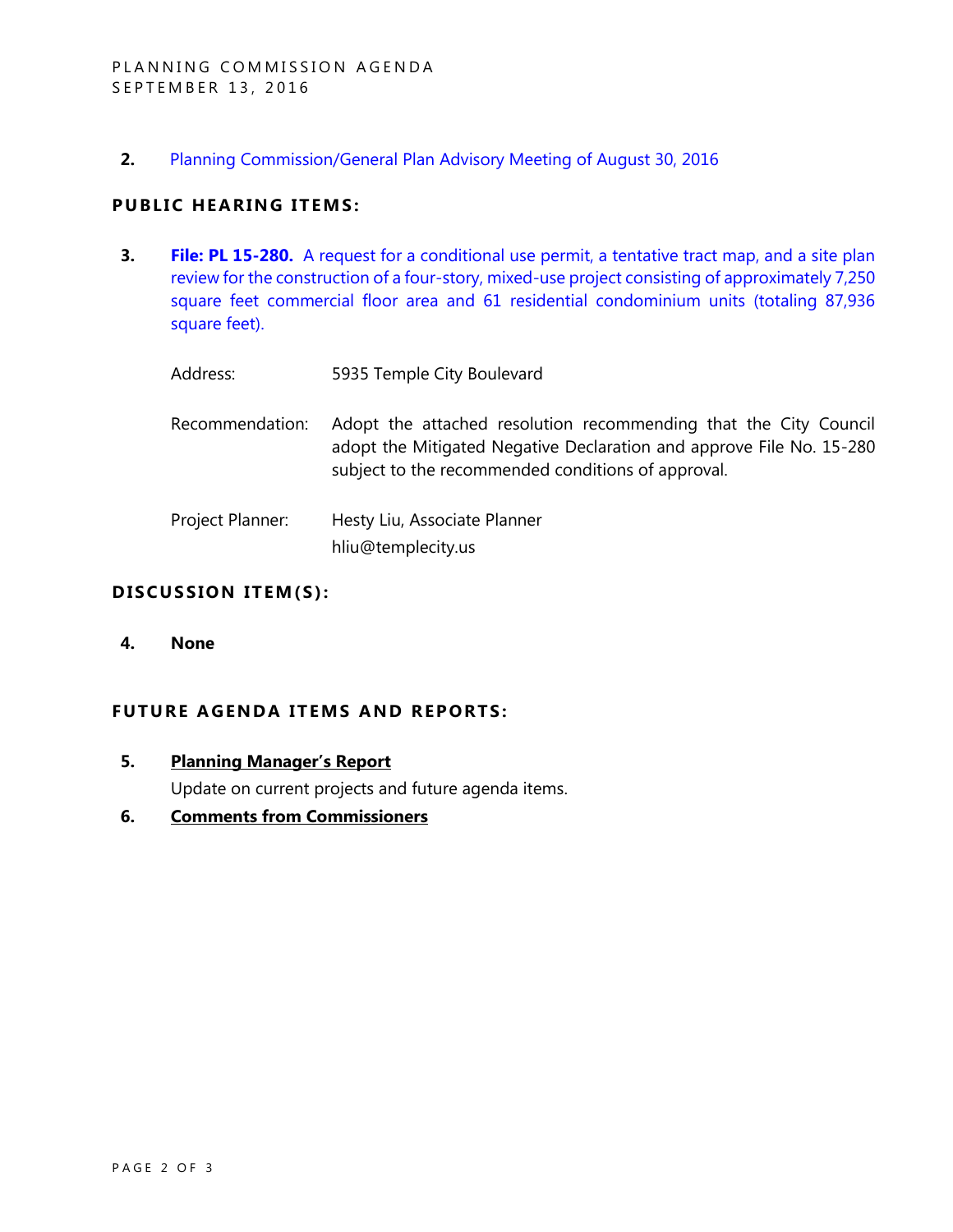2. Planning Commission/General Plan Advisory Meeting of August 30, 2016

## PUBLIC HEARING ITEMS:

3. **File: PL 15-280.** A request for a conditional use permit, a tentative tract map, and a site plan review for the construction of a four-story, mixed-use project consisting of approximately 7,250 square feet commercial floor area and 61 residential condominium units (totaling 87,936 square feet).

   Address: 5935 Temple City Boulevard

   Recommendation: Adopt the attached resolution recommending that the City Council adopt the Mitigated Negative Declaration and approve File No. 15-280 subject to the recommended conditions of approval.

   Project Planner: Hesty Liu, Associate Planner
   hliu@templecity.us

## DISCUSSION ITEM(S):

4. **None**

## FUTURE AGENDA ITEMS AND REPORTS:

5. **Planning Manager's Report**

   Update on current projects and future agenda items.

6. **Comments from Commissioners**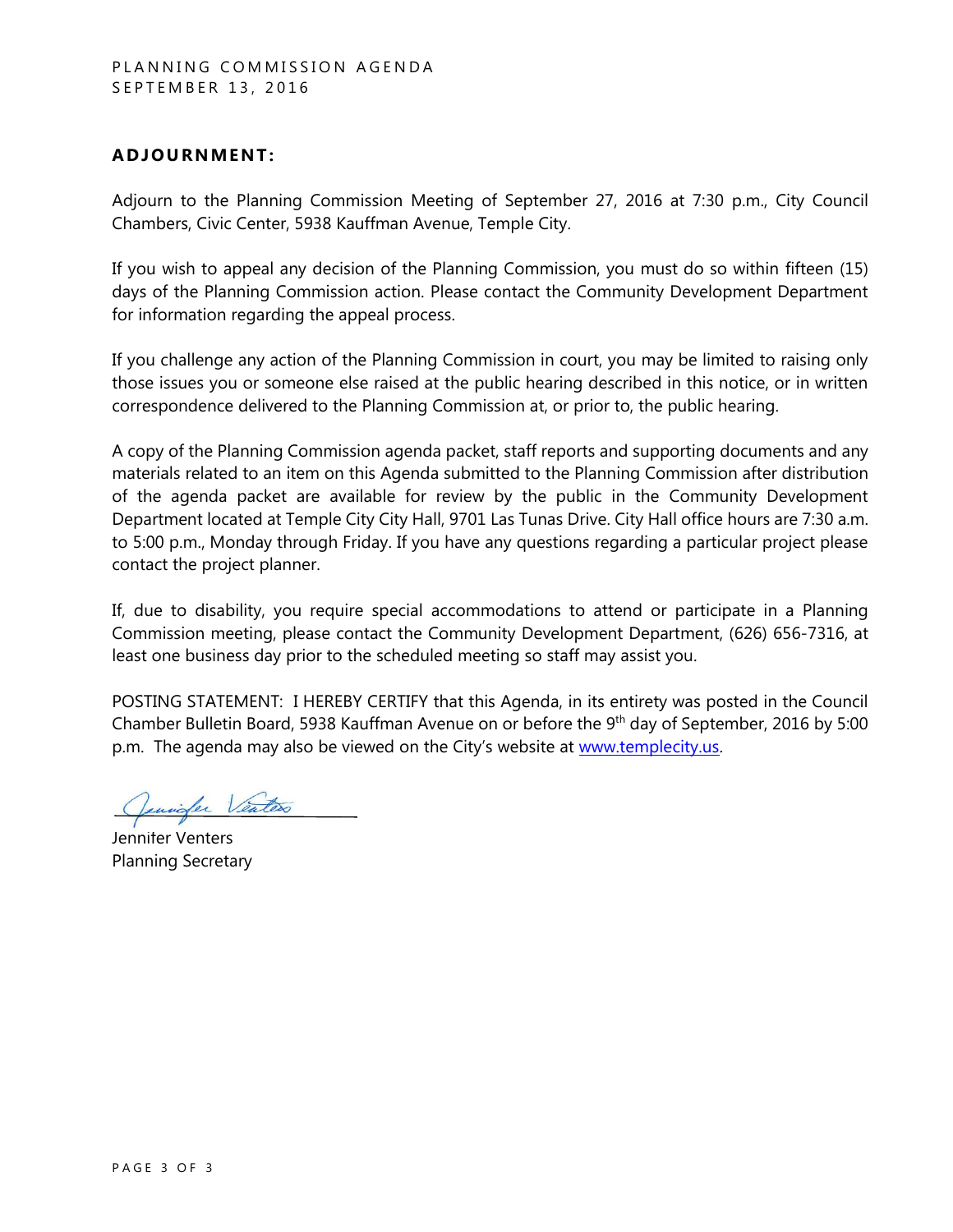## ADJOURNMENT:

Adjourn to the Planning Commission Meeting of September 27, 2016 at 7:30 p.m., City Council Chambers, Civic Center, 5938 Kauffman Avenue, Temple City.

If you wish to appeal any decision of the Planning Commission, you must do so within fifteen (15) days of the Planning Commission action. Please contact the Community Development Department for information regarding the appeal process.

If you challenge any action of the Planning Commission in court, you may be limited to raising only those issues you or someone else raised at the public hearing described in this notice, or in written correspondence delivered to the Planning Commission at, or prior to, the public hearing.

A copy of the Planning Commission agenda packet, staff reports and supporting documents and any materials related to an item on this Agenda submitted to the Planning Commission after distribution of the agenda packet are available for review by the public in the Community Development Department located at Temple City City Hall, 9701 Las Tunas Drive. City Hall office hours are 7:30 a.m. to 5:00 p.m., Monday through Friday. If you have any questions regarding a particular project please contact the project planner.

If, due to disability, you require special accommodations to attend or participate in a Planning Commission meeting, please contact the Community Development Department, (626) 656-7316, at least one business day prior to the scheduled meeting so staff may assist you.

POSTING STATEMENT: I HEREBY CERTIFY that this Agenda, in its entirety was posted in the Council Chamber Bulletin Board, 5938 Kauffman Avenue on or before the 9th day of September, 2016 by 5:00 p.m. The agenda may also be viewed on the City's website at www.templecity.us.

Jennifer Venters
Planning Secretary